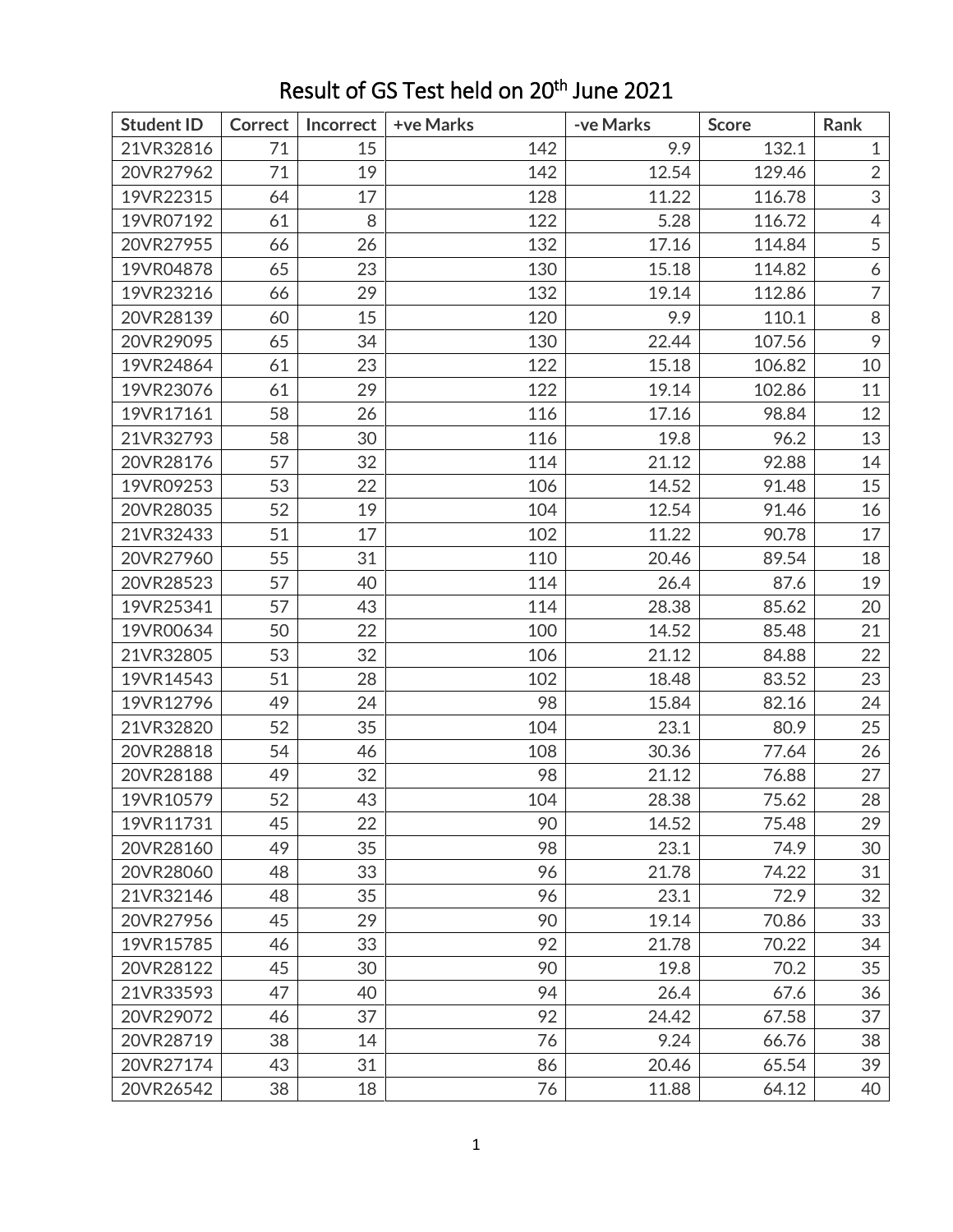# Result of GS Test held on 20th June 2021

| Student ID | Correct | Incorrect | +ve Marks | -ve Marks | Score | Rank |
|---|---|---|---|---|---|---|
| 21VR32816 | 71 | 15 | 142 | 9.9 | 132.1 | 1 |
| 20VR27962 | 71 | 19 | 142 | 12.54 | 129.46 | 2 |
| 19VR22315 | 64 | 17 | 128 | 11.22 | 116.78 | 3 |
| 19VR07192 | 61 | 8 | 122 | 5.28 | 116.72 | 4 |
| 20VR27955 | 66 | 26 | 132 | 17.16 | 114.84 | 5 |
| 19VR04878 | 65 | 23 | 130 | 15.18 | 114.82 | 6 |
| 19VR23216 | 66 | 29 | 132 | 19.14 | 112.86 | 7 |
| 20VR28139 | 60 | 15 | 120 | 9.9 | 110.1 | 8 |
| 20VR29095 | 65 | 34 | 130 | 22.44 | 107.56 | 9 |
| 19VR24864 | 61 | 23 | 122 | 15.18 | 106.82 | 10 |
| 19VR23076 | 61 | 29 | 122 | 19.14 | 102.86 | 11 |
| 19VR17161 | 58 | 26 | 116 | 17.16 | 98.84 | 12 |
| 21VR32793 | 58 | 30 | 116 | 19.8 | 96.2 | 13 |
| 20VR28176 | 57 | 32 | 114 | 21.12 | 92.88 | 14 |
| 19VR09253 | 53 | 22 | 106 | 14.52 | 91.48 | 15 |
| 20VR28035 | 52 | 19 | 104 | 12.54 | 91.46 | 16 |
| 21VR32433 | 51 | 17 | 102 | 11.22 | 90.78 | 17 |
| 20VR27960 | 55 | 31 | 110 | 20.46 | 89.54 | 18 |
| 20VR28523 | 57 | 40 | 114 | 26.4 | 87.6 | 19 |
| 19VR25341 | 57 | 43 | 114 | 28.38 | 85.62 | 20 |
| 19VR00634 | 50 | 22 | 100 | 14.52 | 85.48 | 21 |
| 21VR32805 | 53 | 32 | 106 | 21.12 | 84.88 | 22 |
| 19VR14543 | 51 | 28 | 102 | 18.48 | 83.52 | 23 |
| 19VR12796 | 49 | 24 | 98 | 15.84 | 82.16 | 24 |
| 21VR32820 | 52 | 35 | 104 | 23.1 | 80.9 | 25 |
| 20VR28818 | 54 | 46 | 108 | 30.36 | 77.64 | 26 |
| 20VR28188 | 49 | 32 | 98 | 21.12 | 76.88 | 27 |
| 19VR10579 | 52 | 43 | 104 | 28.38 | 75.62 | 28 |
| 19VR11731 | 45 | 22 | 90 | 14.52 | 75.48 | 29 |
| 20VR28160 | 49 | 35 | 98 | 23.1 | 74.9 | 30 |
| 20VR28060 | 48 | 33 | 96 | 21.78 | 74.22 | 31 |
| 21VR32146 | 48 | 35 | 96 | 23.1 | 72.9 | 32 |
| 20VR27956 | 45 | 29 | 90 | 19.14 | 70.86 | 33 |
| 19VR15785 | 46 | 33 | 92 | 21.78 | 70.22 | 34 |
| 20VR28122 | 45 | 30 | 90 | 19.8 | 70.2 | 35 |
| 21VR33593 | 47 | 40 | 94 | 26.4 | 67.6 | 36 |
| 20VR29072 | 46 | 37 | 92 | 24.42 | 67.58 | 37 |
| 20VR28719 | 38 | 14 | 76 | 9.24 | 66.76 | 38 |
| 20VR27174 | 43 | 31 | 86 | 20.46 | 65.54 | 39 |
| 20VR26542 | 38 | 18 | 76 | 11.88 | 64.12 | 40 |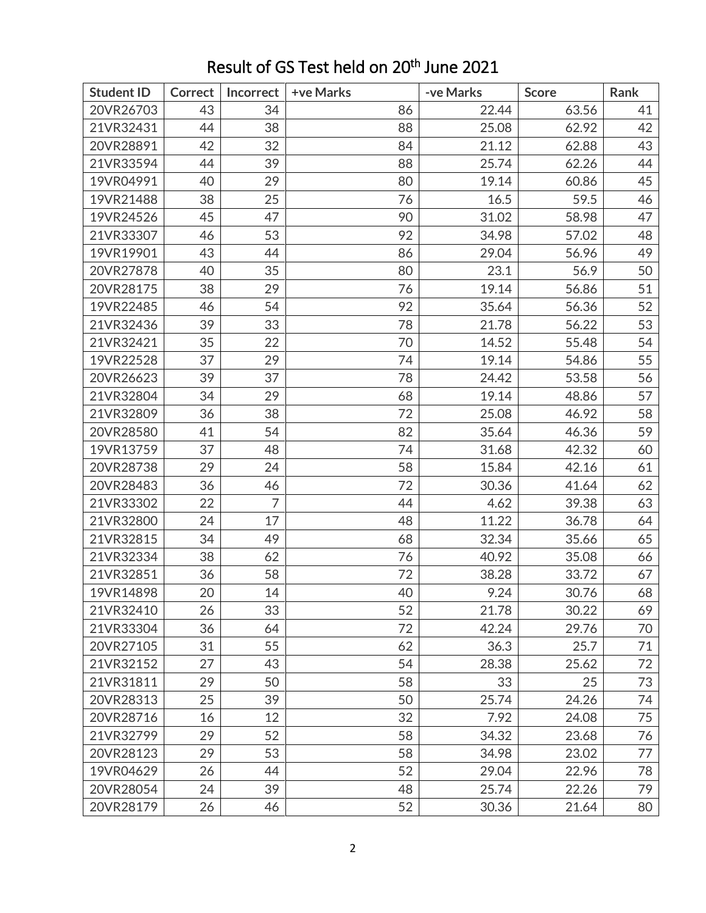## Result of GS Test held on 20th June 2021

| Student ID | Correct | Incorrect | +ve Marks | -ve Marks | Score | Rank |
|---|---|---|---|---|---|---|
| 20VR26703 | 43 | 34 | 86 | 22.44 | 63.56 | 41 |
| 21VR32431 | 44 | 38 | 88 | 25.08 | 62.92 | 42 |
| 20VR28891 | 42 | 32 | 84 | 21.12 | 62.88 | 43 |
| 21VR33594 | 44 | 39 | 88 | 25.74 | 62.26 | 44 |
| 19VR04991 | 40 | 29 | 80 | 19.14 | 60.86 | 45 |
| 19VR21488 | 38 | 25 | 76 | 16.5 | 59.5 | 46 |
| 19VR24526 | 45 | 47 | 90 | 31.02 | 58.98 | 47 |
| 21VR33307 | 46 | 53 | 92 | 34.98 | 57.02 | 48 |
| 19VR19901 | 43 | 44 | 86 | 29.04 | 56.96 | 49 |
| 20VR27878 | 40 | 35 | 80 | 23.1 | 56.9 | 50 |
| 20VR28175 | 38 | 29 | 76 | 19.14 | 56.86 | 51 |
| 19VR22485 | 46 | 54 | 92 | 35.64 | 56.36 | 52 |
| 21VR32436 | 39 | 33 | 78 | 21.78 | 56.22 | 53 |
| 21VR32421 | 35 | 22 | 70 | 14.52 | 55.48 | 54 |
| 19VR22528 | 37 | 29 | 74 | 19.14 | 54.86 | 55 |
| 20VR26623 | 39 | 37 | 78 | 24.42 | 53.58 | 56 |
| 21VR32804 | 34 | 29 | 68 | 19.14 | 48.86 | 57 |
| 21VR32809 | 36 | 38 | 72 | 25.08 | 46.92 | 58 |
| 20VR28580 | 41 | 54 | 82 | 35.64 | 46.36 | 59 |
| 19VR13759 | 37 | 48 | 74 | 31.68 | 42.32 | 60 |
| 20VR28738 | 29 | 24 | 58 | 15.84 | 42.16 | 61 |
| 20VR28483 | 36 | 46 | 72 | 30.36 | 41.64 | 62 |
| 21VR33302 | 22 | 7 | 44 | 4.62 | 39.38 | 63 |
| 21VR32800 | 24 | 17 | 48 | 11.22 | 36.78 | 64 |
| 21VR32815 | 34 | 49 | 68 | 32.34 | 35.66 | 65 |
| 21VR32334 | 38 | 62 | 76 | 40.92 | 35.08 | 66 |
| 21VR32851 | 36 | 58 | 72 | 38.28 | 33.72 | 67 |
| 19VR14898 | 20 | 14 | 40 | 9.24 | 30.76 | 68 |
| 21VR32410 | 26 | 33 | 52 | 21.78 | 30.22 | 69 |
| 21VR33304 | 36 | 64 | 72 | 42.24 | 29.76 | 70 |
| 20VR27105 | 31 | 55 | 62 | 36.3 | 25.7 | 71 |
| 21VR32152 | 27 | 43 | 54 | 28.38 | 25.62 | 72 |
| 21VR31811 | 29 | 50 | 58 | 33 | 25 | 73 |
| 20VR28313 | 25 | 39 | 50 | 25.74 | 24.26 | 74 |
| 20VR28716 | 16 | 12 | 32 | 7.92 | 24.08 | 75 |
| 21VR32799 | 29 | 52 | 58 | 34.32 | 23.68 | 76 |
| 20VR28123 | 29 | 53 | 58 | 34.98 | 23.02 | 77 |
| 19VR04629 | 26 | 44 | 52 | 29.04 | 22.96 | 78 |
| 20VR28054 | 24 | 39 | 48 | 25.74 | 22.26 | 79 |
| 20VR28179 | 26 | 46 | 52 | 30.36 | 21.64 | 80 |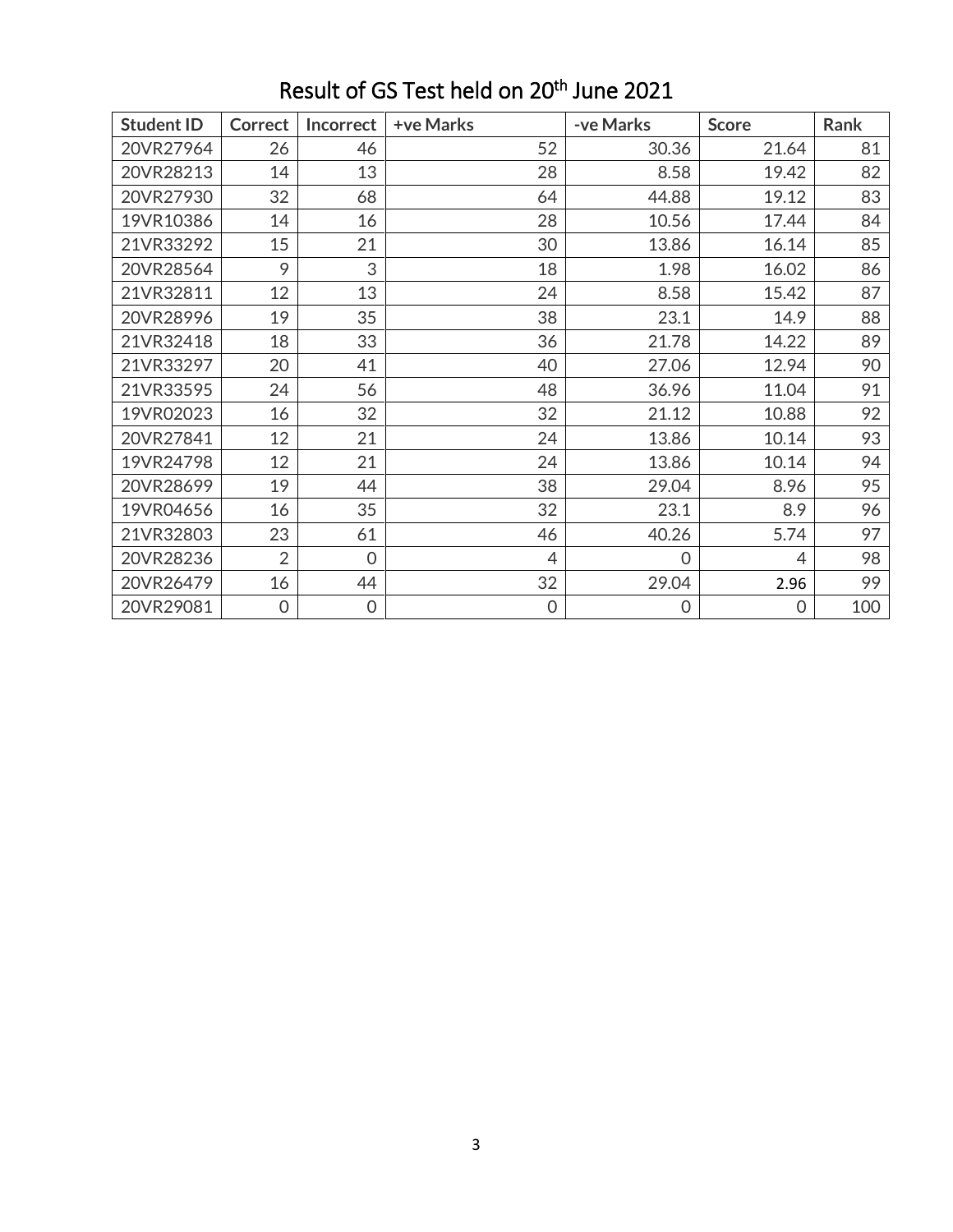# Result of GS Test held on 20th June 2021

| Student ID | Correct | Incorrect | +ve Marks | -ve Marks | Score | Rank |
|---|---|---|---|---|---|---|
| 20VR27964 | 26 | 46 | 52 | 30.36 | 21.64 | 81 |
| 20VR28213 | 14 | 13 | 28 | 8.58 | 19.42 | 82 |
| 20VR27930 | 32 | 68 | 64 | 44.88 | 19.12 | 83 |
| 19VR10386 | 14 | 16 | 28 | 10.56 | 17.44 | 84 |
| 21VR33292 | 15 | 21 | 30 | 13.86 | 16.14 | 85 |
| 20VR28564 | 9 | 3 | 18 | 1.98 | 16.02 | 86 |
| 21VR32811 | 12 | 13 | 24 | 8.58 | 15.42 | 87 |
| 20VR28996 | 19 | 35 | 38 | 23.1 | 14.9 | 88 |
| 21VR32418 | 18 | 33 | 36 | 21.78 | 14.22 | 89 |
| 21VR33297 | 20 | 41 | 40 | 27.06 | 12.94 | 90 |
| 21VR33595 | 24 | 56 | 48 | 36.96 | 11.04 | 91 |
| 19VR02023 | 16 | 32 | 32 | 21.12 | 10.88 | 92 |
| 20VR27841 | 12 | 21 | 24 | 13.86 | 10.14 | 93 |
| 19VR24798 | 12 | 21 | 24 | 13.86 | 10.14 | 94 |
| 20VR28699 | 19 | 44 | 38 | 29.04 | 8.96 | 95 |
| 19VR04656 | 16 | 35 | 32 | 23.1 | 8.9 | 96 |
| 21VR32803 | 23 | 61 | 46 | 40.26 | 5.74 | 97 |
| 20VR28236 | 2 | 0 | 4 | 0 | 4 | 98 |
| 20VR26479 | 16 | 44 | 32 | 29.04 | 2.96 | 99 |
| 20VR29081 | 0 | 0 | 0 | 0 | 0 | 100 |